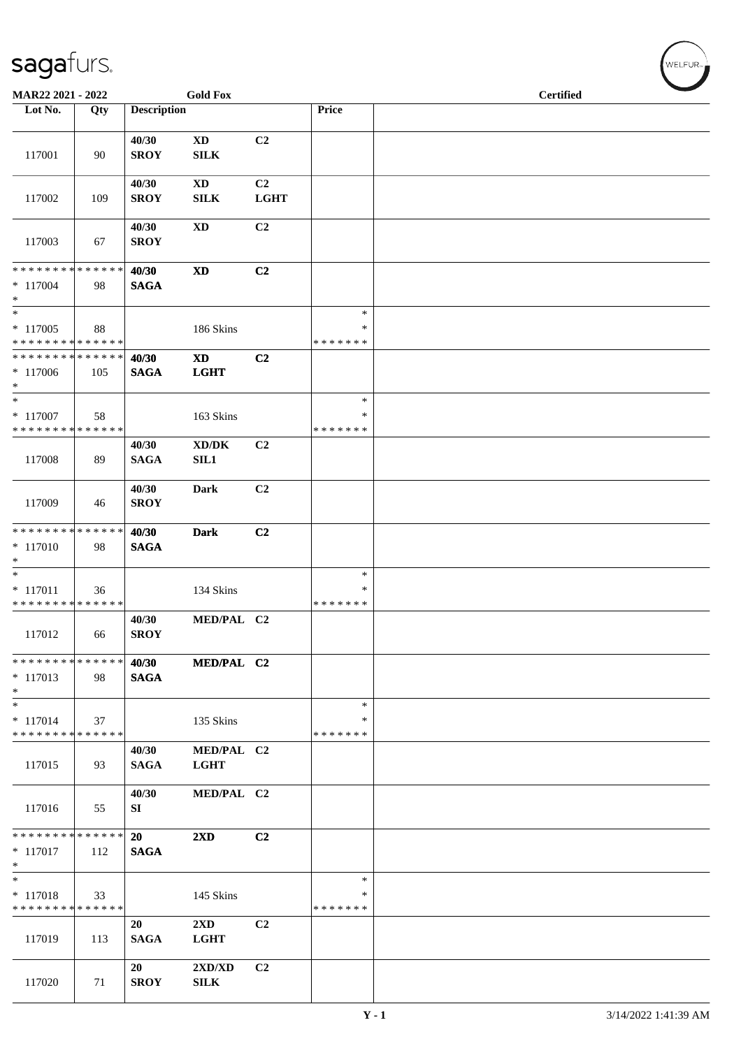**MAR22 2021 - 2022** **Gold Fox** **Certified**

| Lot No. | Qty | Description | | | Price | |
|---|---|---|---|---|---|---|
| 117001 | 90 | 40/30 SROY | XD SILK | C2 | | |
| 117002 | 109 | 40/30 SROY | XD SILK | C2 LGHT | | |
| 117003 | 67 | 40/30 SROY | XD | C2 | | |
| * * * * * * * * * * * * * * * 117004 * | 98 | 40/30 SAGA | XD | C2 | | |
| * * 117005 * * * * * * * * * * * * * * | 88 | | 186 Skins | | * * * * * * * * * | |
| * * * * * * * * * * * * * * * 117006 * | 105 | 40/30 SAGA | XD LGHT | C2 | | |
| * * 117007 * * * * * * * * * * * * * * | 58 | | 163 Skins | | * * * * * * * * * | |
| 117008 | 89 | 40/30 SAGA | XD/DK SIL1 | C2 | | |
| 117009 | 46 | 40/30 SROY | Dark | C2 | | |
| * * * * * * * * * * * * * * * 117010 * | 98 | 40/30 SAGA | Dark | C2 | | |
| * * 117011 * * * * * * * * * * * * * * | 36 | | 134 Skins | | * * * * * * * * * | |
| 117012 | 66 | 40/30 SROY | MED/PAL | C2 | | |
| * * * * * * * * * * * * * * * 117013 * | 98 | 40/30 SAGA | MED/PAL | C2 | | |
| * * 117014 * * * * * * * * * * * * * * | 37 | | 135 Skins | | * * * * * * * * * | |
| 117015 | 93 | 40/30 SAGA | MED/PAL LGHT | C2 | | |
| 117016 | 55 | 40/30 SI | MED/PAL | C2 | | |
| * * * * * * * * * * * * * * * 117017 * | 112 | 20 SAGA | 2XD | C2 | | |
| * * 117018 * * * * * * * * * * * * * * | 33 | | 145 Skins | | * * * * * * * * * | |
| 117019 | 113 | 20 SAGA | 2XD LGHT | C2 | | |
| 117020 | 71 | 20 SROY | 2XD/XD SILK | C2 | | |

Y - 1 3/14/2022 1:41:39 AM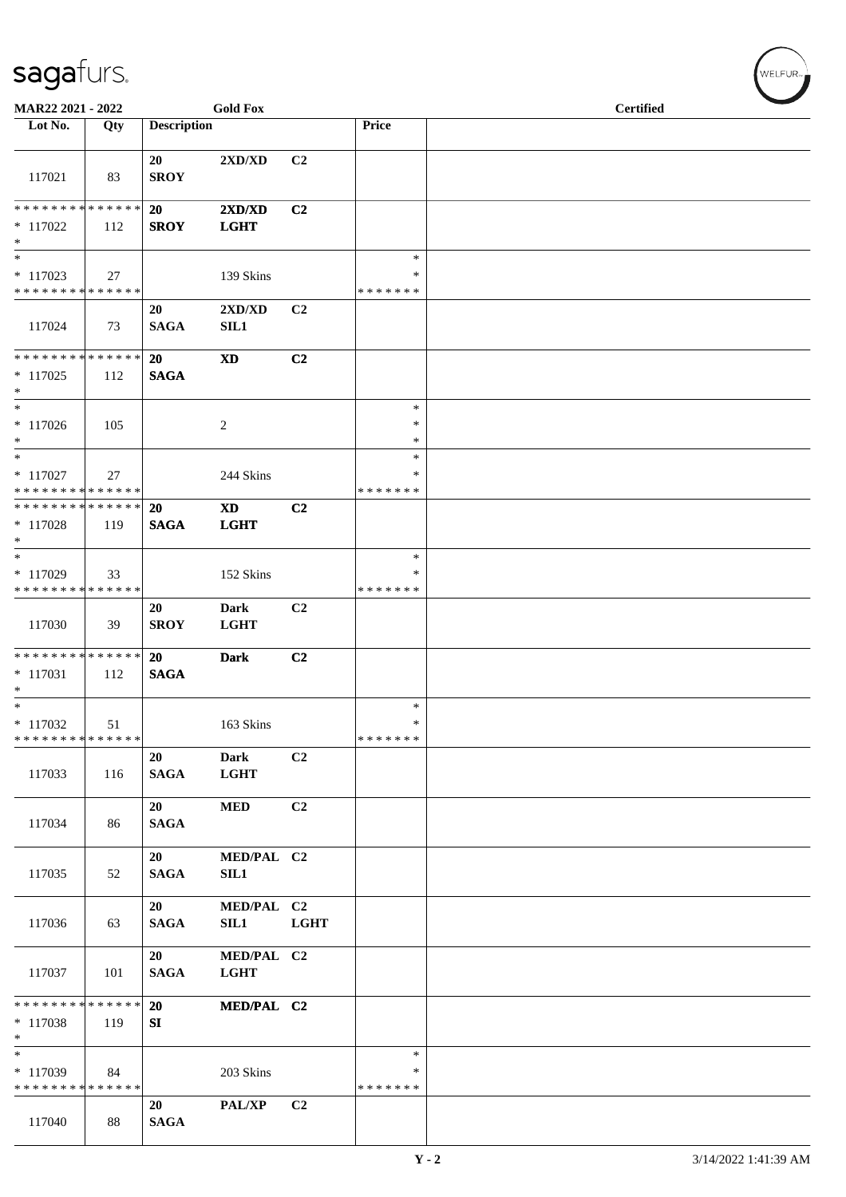MAR22 2021 - 2022 | Gold Fox | Certified

| Lot No. | Qty | Description | | | Price | |
|---|---|---|---|---|---|---|
| 117021 | 83 | 20 SROY | 2XD/XD | C2 | | |
| * * * * * * * * * * * * * * * 117022 * | 112 | 20 SROY | 2XD/XD LGHT | C2 | | |
| * * 117023 * * * * * * * * * * * * * * | 27 | | 139 Skins | | * * * * * * * * * | |
| 117024 | 73 | 20 SAGA | 2XD/XD SIL1 | C2 | | |
| * * * * * * * * * * * * * * * 117025 * | 112 | 20 SAGA | XD | C2 | | |
| * * 117026 * | 105 | | 2 | | * * * | |
| * * 117027 * * * * * * * * * * * * * * | 27 | | 244 Skins | | * * * * * * * * * | |
| * * * * * * * * * * * * * * * 117028 * | 119 | 20 SAGA | XD LGHT | C2 | | |
| * * 117029 * * * * * * * * * * * * * * | 33 | | 152 Skins | | * * * * * * * * * | |
| 117030 | 39 | 20 SROY | Dark LGHT | C2 | | |
| * * * * * * * * * * * * * * * 117031 * | 112 | 20 SAGA | Dark | C2 | | |
| * * 117032 * * * * * * * * * * * * * * | 51 | | 163 Skins | | * * * * * * * * * | |
| 117033 | 116 | 20 SAGA | Dark LGHT | C2 | | |
| 117034 | 86 | 20 SAGA | MED | C2 | | |
| 117035 | 52 | 20 SAGA | MED/PAL SIL1 | C2 | | |
| 117036 | 63 | 20 SAGA | MED/PAL SIL1 | C2 LGHT | | |
| 117037 | 101 | 20 SAGA | MED/PAL LGHT | C2 | | |
| * * * * * * * * * * * * * * * 117038 * | 119 | 20 SI | MED/PAL | C2 | | |
| * * 117039 * * * * * * * * * * * * * * | 84 | | 203 Skins | | * * * * * * * * * | |
| 117040 | 88 | 20 SAGA | PAL/XP | C2 | | |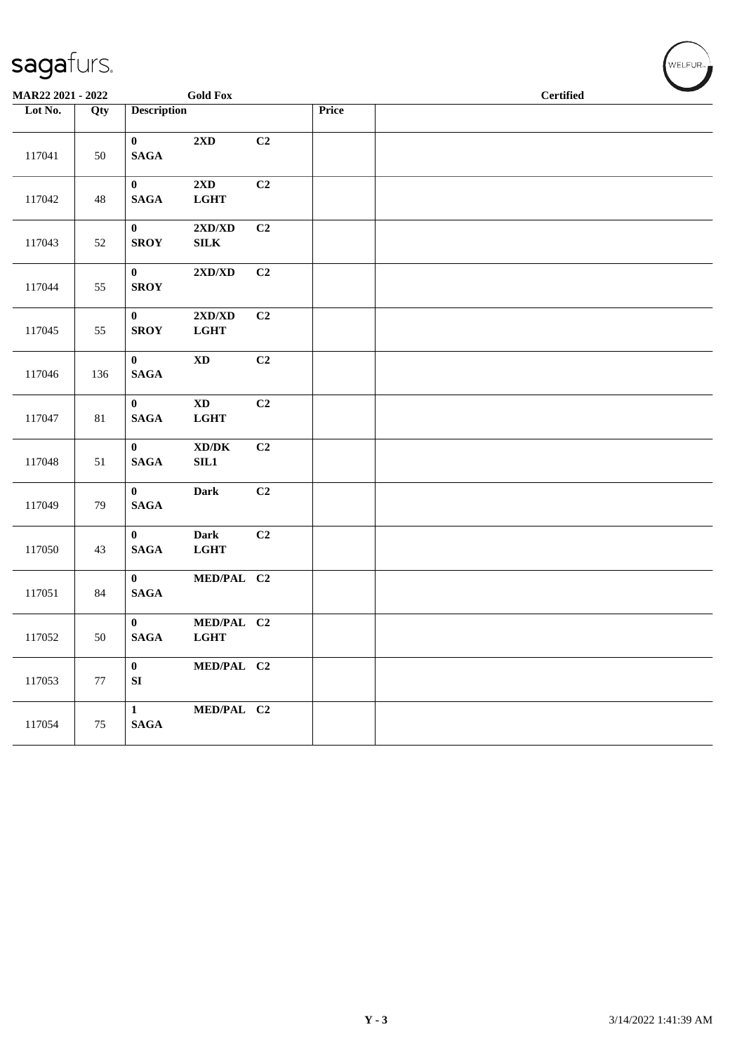MAR22 2021 - 2022 — Gold Fox — Certified

| Lot No. | Qty | Description | | | Price | |
|---|---|---|---|---|---|---|
| 117041 | 50 | 0 SAGA | 2XD | C2 | | |
| 117042 | 48 | 0 SAGA | 2XD LGHT | C2 | | |
| 117043 | 52 | 0 SROY | 2XD/XD SILK | C2 | | |
| 117044 | 55 | 0 SROY | 2XD/XD | C2 | | |
| 117045 | 55 | 0 SROY | 2XD/XD LGHT | C2 | | |
| 117046 | 136 | 0 SAGA | XD | C2 | | |
| 117047 | 81 | 0 SAGA | XD LGHT | C2 | | |
| 117048 | 51 | 0 SAGA | XD/DK SIL1 | C2 | | |
| 117049 | 79 | 0 SAGA | Dark | C2 | | |
| 117050 | 43 | 0 SAGA | Dark LGHT | C2 | | |
| 117051 | 84 | 0 SAGA | MED/PAL | C2 | | |
| 117052 | 50 | 0 SAGA | MED/PAL LGHT | C2 | | |
| 117053 | 77 | 0 SI | MED/PAL | C2 | | |
| 117054 | 75 | 1 SAGA | MED/PAL | C2 | | |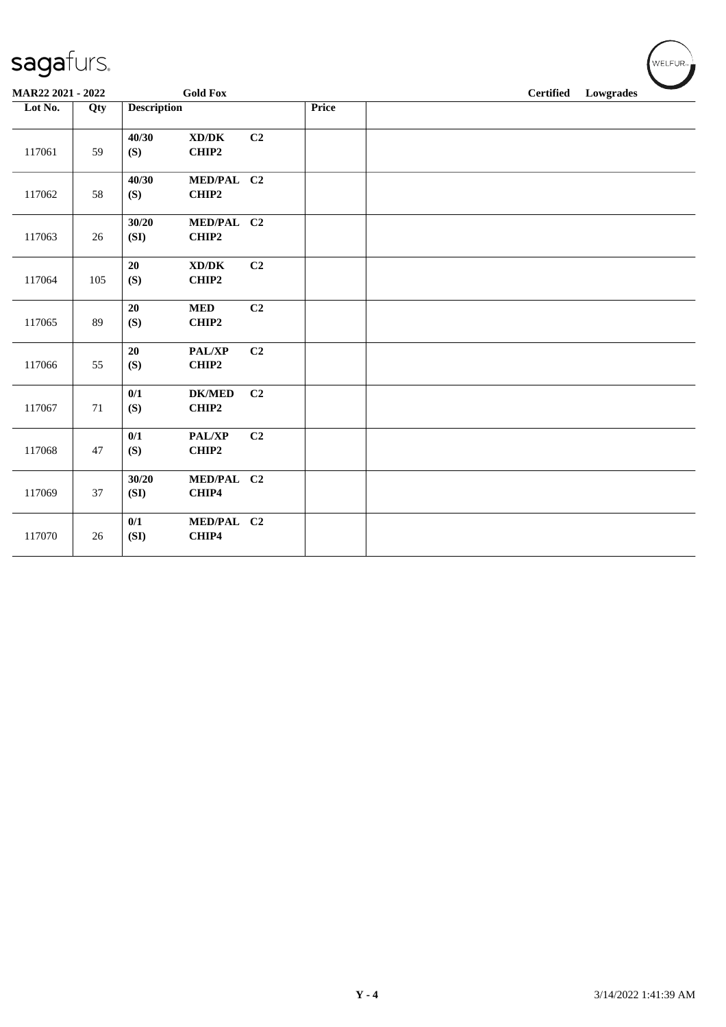MAR22 2021 - 2022 | Gold Fox | Certified | Lowgrades

| Lot No. | Qty | Description | | | Price | |
|---|---|---|---|---|---|---|
| 117061 | 59 | 40/30 (S) | XD/DK CHIP2 | C2 | | |
| 117062 | 58 | 40/30 (S) | MED/PAL CHIP2 | C2 | | |
| 117063 | 26 | 30/20 (SI) | MED/PAL CHIP2 | C2 | | |
| 117064 | 105 | 20 (S) | XD/DK CHIP2 | C2 | | |
| 117065 | 89 | 20 (S) | MED CHIP2 | C2 | | |
| 117066 | 55 | 20 (S) | PAL/XP CHIP2 | C2 | | |
| 117067 | 71 | 0/1 (S) | DK/MED CHIP2 | C2 | | |
| 117068 | 47 | 0/1 (S) | PAL/XP CHIP2 | C2 | | |
| 117069 | 37 | 30/20 (SI) | MED/PAL CHIP4 | C2 | | |
| 117070 | 26 | 0/1 (SI) | MED/PAL CHIP4 | C2 | | |

3/14/2022 1:41:39 AM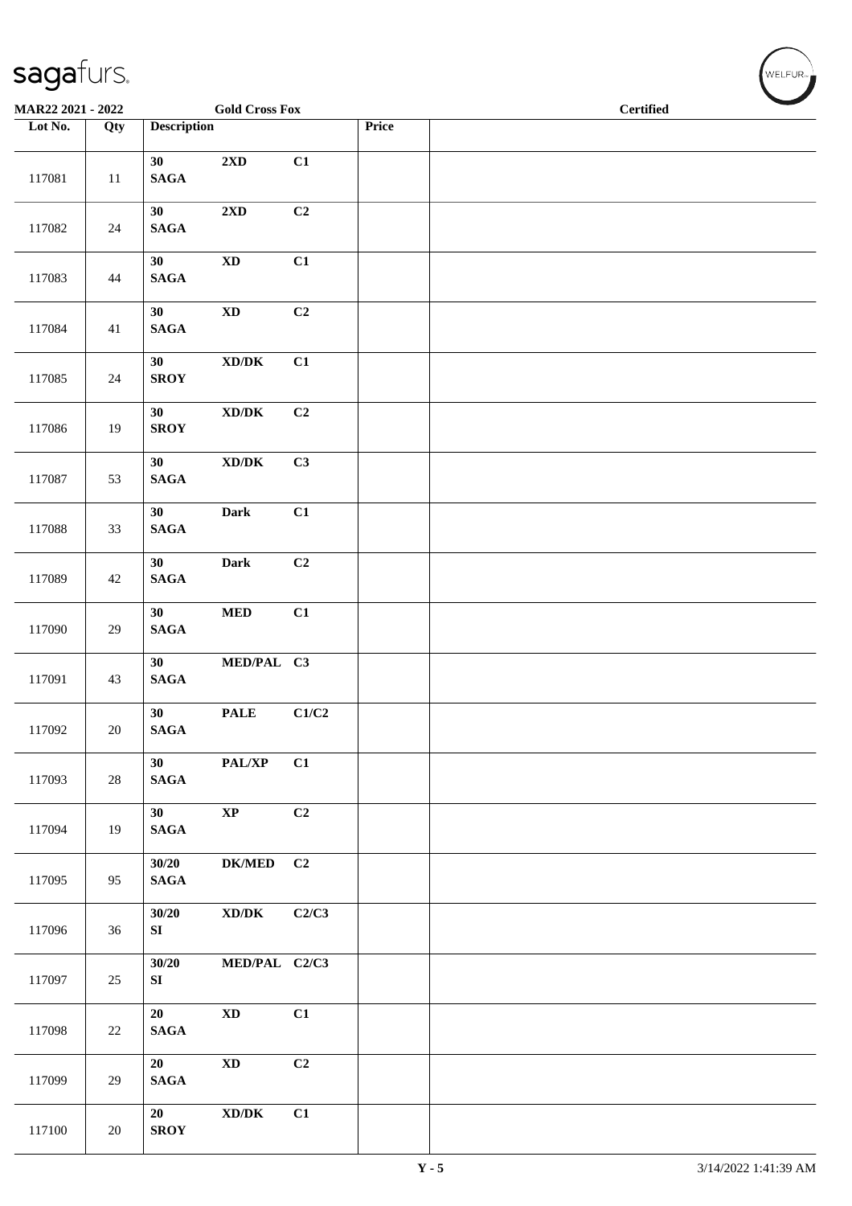MAR22 2021 - 2022 Gold Cross Fox Certified

| Lot No. | Qty | Description | | | Price | |
|---|---|---|---|---|---|---|
| 117081 | 11 | 30 SAGA | 2XD | C1 | | |
| 117082 | 24 | 30 SAGA | 2XD | C2 | | |
| 117083 | 44 | 30 SAGA | XD | C1 | | |
| 117084 | 41 | 30 SAGA | XD | C2 | | |
| 117085 | 24 | 30 SROY | XD/DK | C1 | | |
| 117086 | 19 | 30 SROY | XD/DK | C2 | | |
| 117087 | 53 | 30 SAGA | XD/DK | C3 | | |
| 117088 | 33 | 30 SAGA | Dark | C1 | | |
| 117089 | 42 | 30 SAGA | Dark | C2 | | |
| 117090 | 29 | 30 SAGA | MED | C1 | | |
| 117091 | 43 | 30 SAGA | MED/PAL | C3 | | |
| 117092 | 20 | 30 SAGA | PALE | C1/C2 | | |
| 117093 | 28 | 30 SAGA | PAL/XP | C1 | | |
| 117094 | 19 | 30 SAGA | XP | C2 | | |
| 117095 | 95 | 30/20 SAGA | DK/MED | C2 | | |
| 117096 | 36 | 30/20 SI | XD/DK | C2/C3 | | |
| 117097 | 25 | 30/20 SI | MED/PAL | C2/C3 | | |
| 117098 | 22 | 20 SAGA | XD | C1 | | |
| 117099 | 29 | 20 SAGA | XD | C2 | | |
| 117100 | 20 | 20 SROY | XD/DK | C1 | | |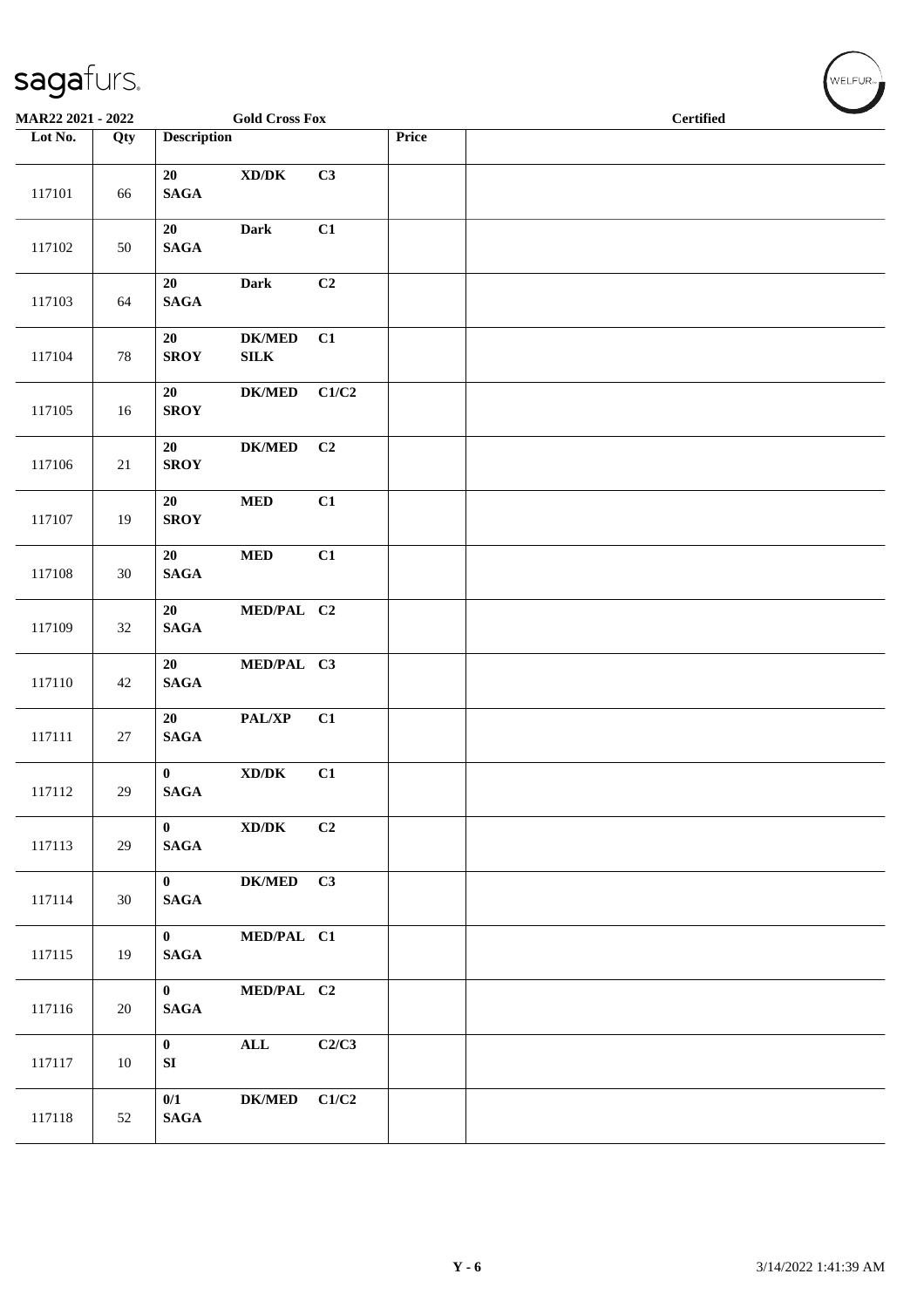MAR22 2021 - 2022 | Gold Cross Fox | Certified

| Lot No. | Qty | Description | | | Price | |
|---|---|---|---|---|---|---|
| 117101 | 66 | 20 SAGA | XD/DK | C3 | | |
| 117102 | 50 | 20 SAGA | Dark | C1 | | |
| 117103 | 64 | 20 SAGA | Dark | C2 | | |
| 117104 | 78 | 20 SROY | DK/MED SILK | C1 | | |
| 117105 | 16 | 20 SROY | DK/MED | C1/C2 | | |
| 117106 | 21 | 20 SROY | DK/MED | C2 | | |
| 117107 | 19 | 20 SROY | MED | C1 | | |
| 117108 | 30 | 20 SAGA | MED | C1 | | |
| 117109 | 32 | 20 SAGA | MED/PAL | C2 | | |
| 117110 | 42 | 20 SAGA | MED/PAL | C3 | | |
| 117111 | 27 | 20 SAGA | PAL/XP | C1 | | |
| 117112 | 29 | 0 SAGA | XD/DK | C1 | | |
| 117113 | 29 | 0 SAGA | XD/DK | C2 | | |
| 117114 | 30 | 0 SAGA | DK/MED | C3 | | |
| 117115 | 19 | 0 SAGA | MED/PAL | C1 | | |
| 117116 | 20 | 0 SAGA | MED/PAL | C2 | | |
| 117117 | 10 | 0 SI | ALL | C2/C3 | | |
| 117118 | 52 | 0/1 SAGA | DK/MED | C1/C2 | | |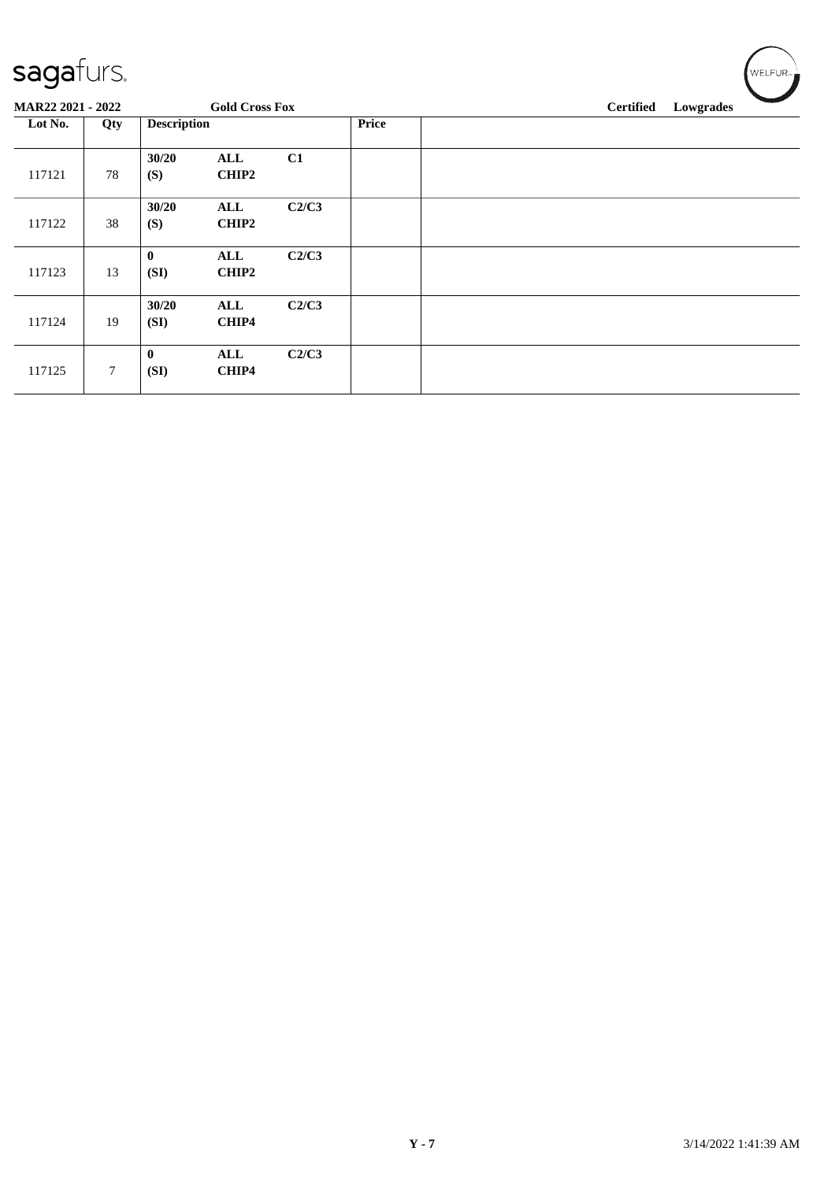**MAR22 2021 - 2022** **Gold Cross Fox** **Certified** **Lowgrades**

| Lot No. | Qty | Description | | | Price | |
|---|---|---|---|---|---|---|
| 117121 | 78 | **30/20** **(S)** | **ALL** **CHIP2** | **C1** | | |
| 117122 | 38 | **30/20** **(S)** | **ALL** **CHIP2** | **C2/C3** | | |
| 117123 | 13 | **0** **(SI)** | **ALL** **CHIP2** | **C2/C3** | | |
| 117124 | 19 | **30/20** **(SI)** | **ALL** **CHIP4** | **C2/C3** | | |
| 117125 | 7 | **0** **(SI)** | **ALL** **CHIP4** | **C2/C3** | | |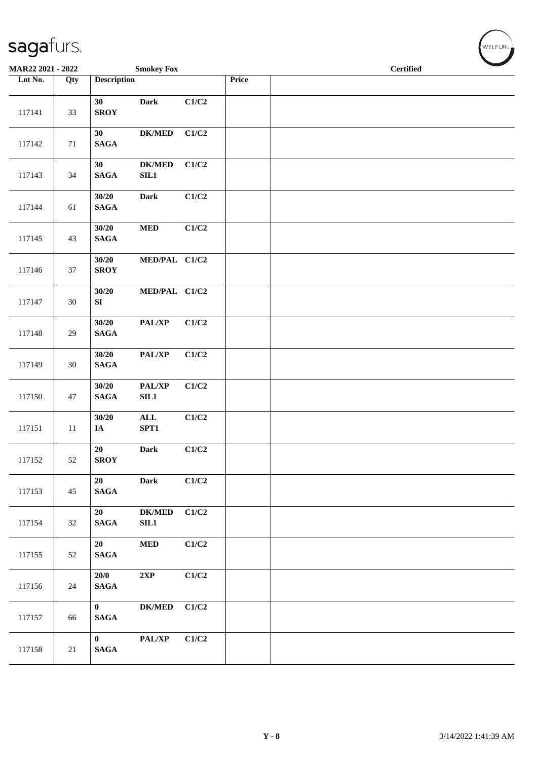**MAR22 2021 - 2022** **Smokey Fox** **Certified**

| Lot No. | Qty | Description | | | Price | |
|---|---|---|---|---|---|---|
| 117141 | 33 | **30 SROY** | **Dark** | **C1/C2** | | |
| 117142 | 71 | **30 SAGA** | **DK/MED** | **C1/C2** | | |
| 117143 | 34 | **30 SAGA** | **DK/MED SIL1** | **C1/C2** | | |
| 117144 | 61 | **30/20 SAGA** | **Dark** | **C1/C2** | | |
| 117145 | 43 | **30/20 SAGA** | **MED** | **C1/C2** | | |
| 117146 | 37 | **30/20 SROY** | **MED/PAL** | **C1/C2** | | |
| 117147 | 30 | **30/20 SI** | **MED/PAL** | **C1/C2** | | |
| 117148 | 29 | **30/20 SAGA** | **PAL/XP** | **C1/C2** | | |
| 117149 | 30 | **30/20 SAGA** | **PAL/XP** | **C1/C2** | | |
| 117150 | 47 | **30/20 SAGA** | **PAL/XP SIL1** | **C1/C2** | | |
| 117151 | 11 | **30/20 IA** | **ALL SPT1** | **C1/C2** | | |
| 117152 | 52 | **20 SROY** | **Dark** | **C1/C2** | | |
| 117153 | 45 | **20 SAGA** | **Dark** | **C1/C2** | | |
| 117154 | 32 | **20 SAGA** | **DK/MED SIL1** | **C1/C2** | | |
| 117155 | 52 | **20 SAGA** | **MED** | **C1/C2** | | |
| 117156 | 24 | **20/0 SAGA** | **2XP** | **C1/C2** | | |
| 117157 | 66 | **0 SAGA** | **DK/MED** | **C1/C2** | | |
| 117158 | 21 | **0 SAGA** | **PAL/XP** | **C1/C2** | | |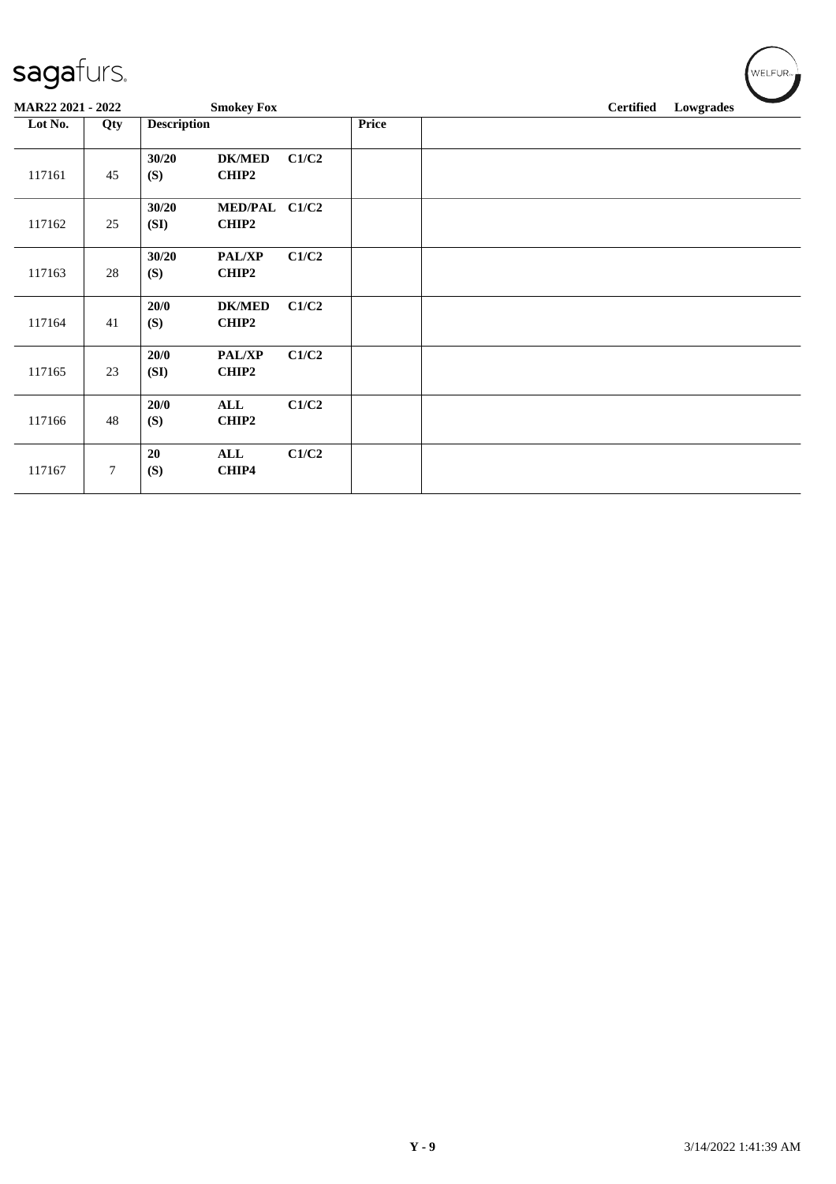**MAR22 2021 - 2022** **Smokey Fox** **Certified** **Lowgrades**

| Lot No. | Qty | Description | | | Price | |
|---|---|---|---|---|---|---|
| 117161 | 45 | **30/20** **(S)** | **DK/MED** **CHIP2** | **C1/C2** | | |
| 117162 | 25 | **30/20** **(SI)** | **MED/PAL** **CHIP2** | **C1/C2** | | |
| 117163 | 28 | **30/20** **(S)** | **PAL/XP** **CHIP2** | **C1/C2** | | |
| 117164 | 41 | **20/0** **(S)** | **DK/MED** **CHIP2** | **C1/C2** | | |
| 117165 | 23 | **20/0** **(SI)** | **PAL/XP** **CHIP2** | **C1/C2** | | |
| 117166 | 48 | **20/0** **(S)** | **ALL** **CHIP2** | **C1/C2** | | |
| 117167 | 7 | **20** **(S)** | **ALL** **CHIP4** | **C1/C2** | | |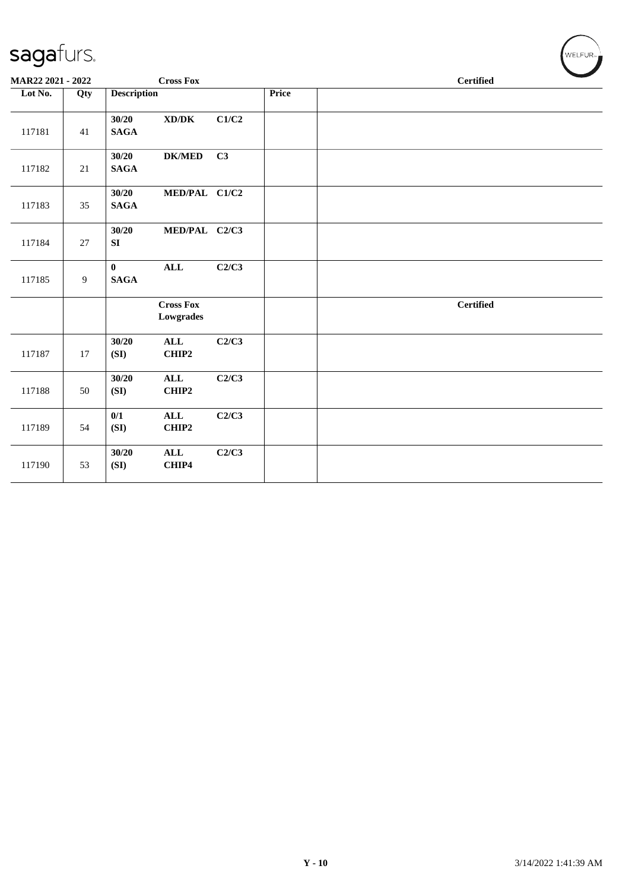sagafurs.

MAR22 2021 - 2022 — Cross Fox — Certified

| Lot No. | Qty | Description | | | Price | |
|---|---|---|---|---|---|---|
| 117181 | 41 | 30/20 SAGA | XD/DK | C1/C2 | | |
| 117182 | 21 | 30/20 SAGA | DK/MED | C3 | | |
| 117183 | 35 | 30/20 SAGA | MED/PAL | C1/C2 | | |
| 117184 | 27 | 30/20 SI | MED/PAL | C2/C3 | | |
| 117185 | 9 | 0 SAGA | ALL | C2/C3 | | |
| | | | **Cross Fox Lowgrades** | | | **Certified** |
| 117187 | 17 | 30/20 (SI) | ALL CHIP2 | C2/C3 | | |
| 117188 | 50 | 30/20 (SI) | ALL CHIP2 | C2/C3 | | |
| 117189 | 54 | 0/1 (SI) | ALL CHIP2 | C2/C3 | | |
| 117190 | 53 | 30/20 (SI) | ALL CHIP4 | C2/C3 | | |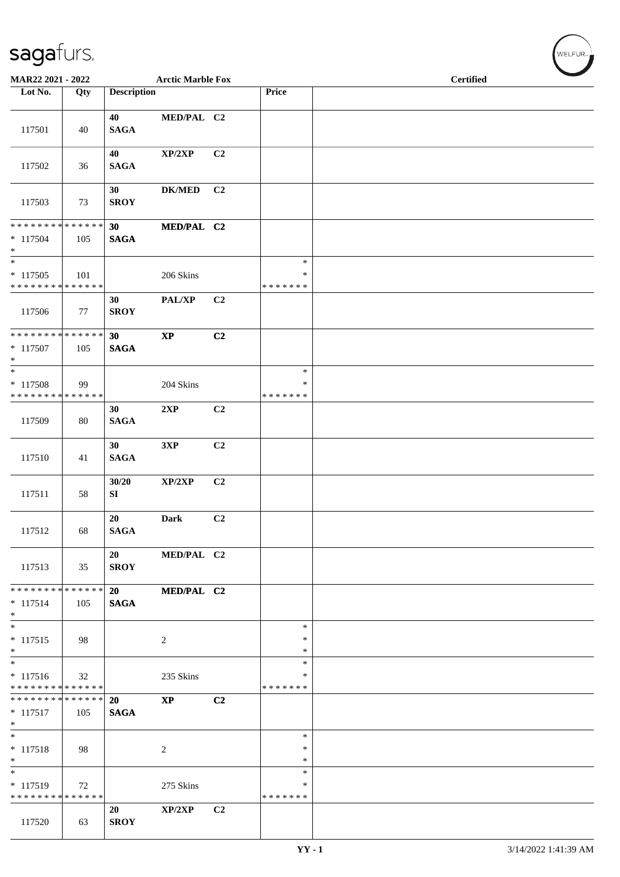sagafurs.

MAR22 2021 - 2022 — Arctic Marble Fox — Certified

| Lot No. | Qty | Description | | | Price | |
|---|---|---|---|---|---|---|
| 117501 | 40 | 40 SAGA | MED/PAL | C2 | | |
| 117502 | 36 | 40 SAGA | XP/2XP | C2 | | |
| 117503 | 73 | 30 SROY | DK/MED | C2 | | |
| * * * * * * * * * * * * * * * 117504 * | 105 | 30 SAGA | MED/PAL | C2 | | |
| * * 117505 * * * * * * * * * * * * * * | 101 | | 206 Skins | | * * * * * * * * * | |
| 117506 | 77 | 30 SROY | PAL/XP | C2 | | |
| * * * * * * * * * * * * * * * 117507 * | 105 | 30 SAGA | XP | C2 | | |
| * * 117508 * * * * * * * * * * * * * * | 99 | | 204 Skins | | * * * * * * * * * | |
| 117509 | 80 | 30 SAGA | 2XP | C2 | | |
| 117510 | 41 | 30 SAGA | 3XP | C2 | | |
| 117511 | 58 | 30/20 SI | XP/2XP | C2 | | |
| 117512 | 68 | 20 SAGA | Dark | C2 | | |
| 117513 | 35 | 20 SROY | MED/PAL | C2 | | |
| * * * * * * * * * * * * * * * 117514 * | 105 | 20 SAGA | MED/PAL | C2 | | |
| * * 117515 * | 98 | | 2 | | * * * | |
| * * 117516 * * * * * * * * * * * * * * | 32 | | 235 Skins | | * * * * * * * * * | |
| * * * * * * * * * * * * * * * 117517 * | 105 | 20 SAGA | XP | C2 | | |
| * * 117518 * | 98 | | 2 | | * * * | |
| * * 117519 * * * * * * * * * * * * * * | 72 | | 275 Skins | | * * * * * * * * * | |
| 117520 | 63 | 20 SROY | XP/2XP | C2 | | |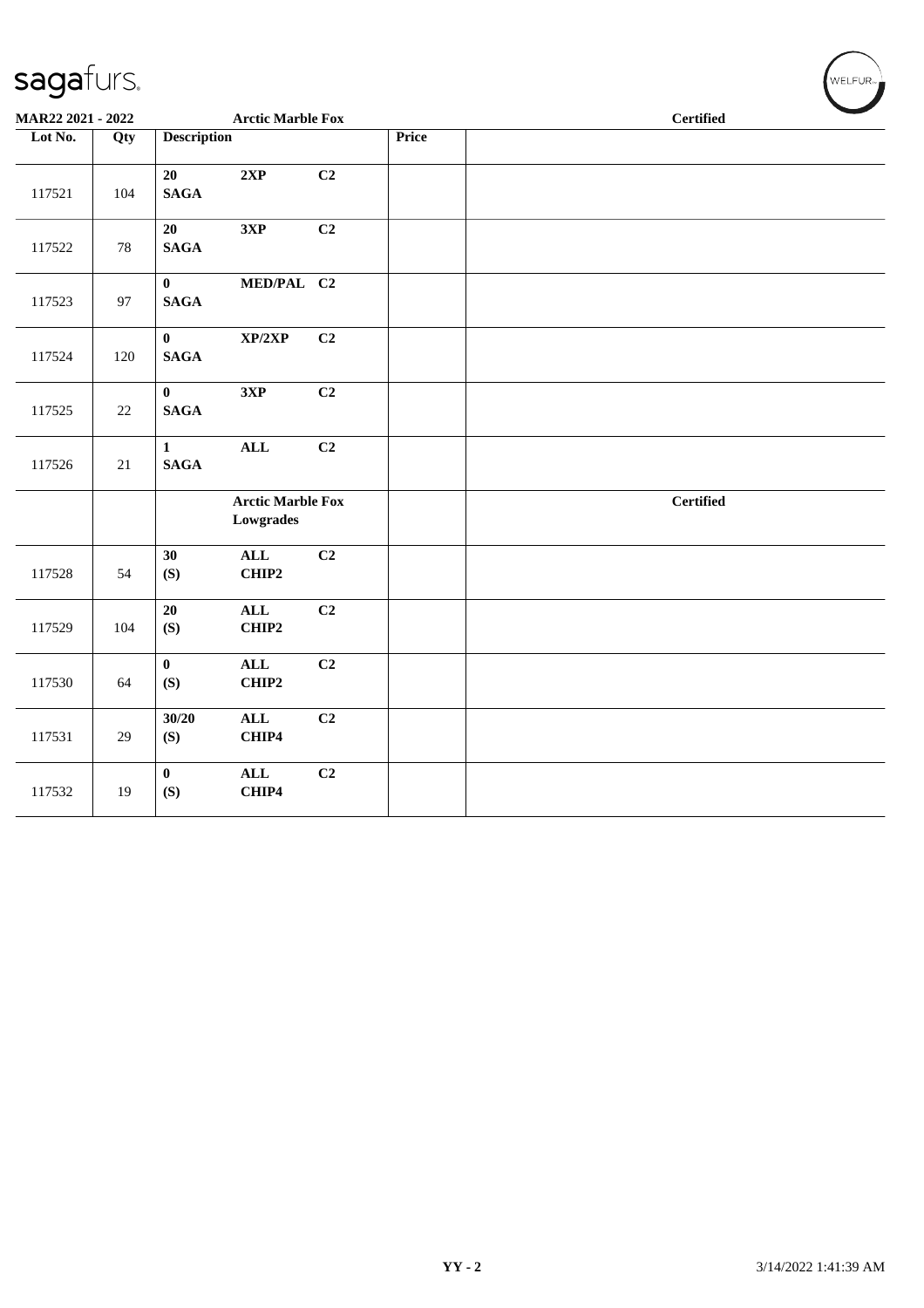**MAR22 2021 - 2022** **Arctic Marble Fox** **Certified**

| Lot No. | Qty | Description | | | Price | |
|---|---|---|---|---|---|---|
| 117521 | 104 | **20** **SAGA** | **2XP** | **C2** | | |
| 117522 | 78 | **20** **SAGA** | **3XP** | **C2** | | |
| 117523 | 97 | **0** **SAGA** | **MED/PAL** | **C2** | | |
| 117524 | 120 | **0** **SAGA** | **XP/2XP** | **C2** | | |
| 117525 | 22 | **0** **SAGA** | **3XP** | **C2** | | |
| 117526 | 21 | **1** **SAGA** | **ALL** | **C2** | | |
| | | | **Arctic Marble Fox Lowgrades** | | | **Certified** |
| 117528 | 54 | **30** **(S)** | **ALL** **CHIP2** | **C2** | | |
| 117529 | 104 | **20** **(S)** | **ALL** **CHIP2** | **C2** | | |
| 117530 | 64 | **0** **(S)** | **ALL** **CHIP2** | **C2** | | |
| 117531 | 29 | **30/20** **(S)** | **ALL** **CHIP4** | **C2** | | |
| 117532 | 19 | **0** **(S)** | **ALL** **CHIP4** | **C2** | | |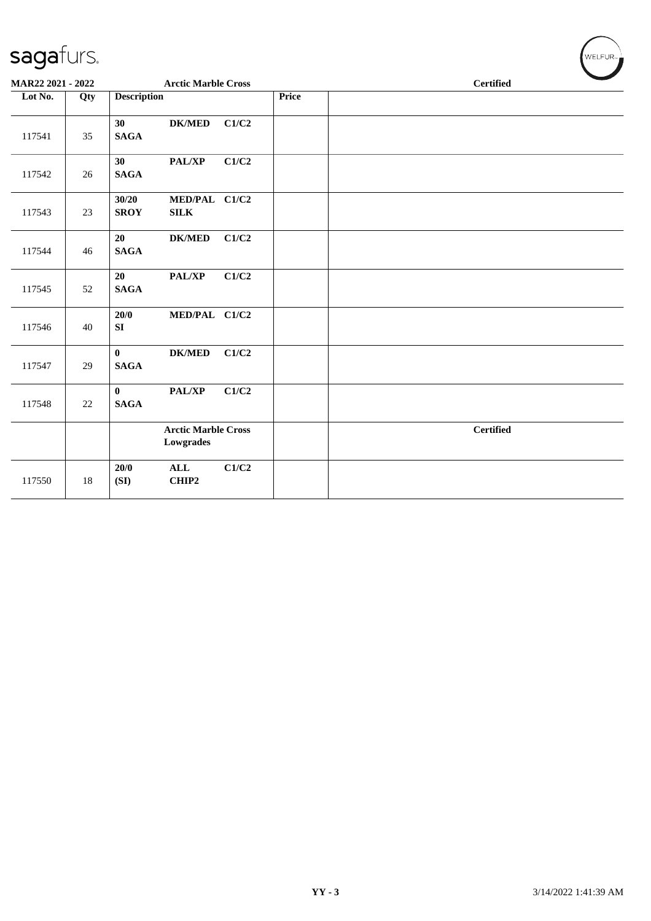**MAR22 2021 - 2022** **Arctic Marble Cross** **Certified**

| Lot No. | Qty | Description | | | Price | |
|---|---|---|---|---|---|---|
| 117541 | 35 | **30** **SAGA** | **DK/MED** | **C1/C2** | | |
| 117542 | 26 | **30** **SAGA** | **PAL/XP** | **C1/C2** | | |
| 117543 | 23 | **30/20** **SROY** | **MED/PAL** **SILK** | **C1/C2** | | |
| 117544 | 46 | **20** **SAGA** | **DK/MED** | **C1/C2** | | |
| 117545 | 52 | **20** **SAGA** | **PAL/XP** | **C1/C2** | | |
| 117546 | 40 | **20/0** **SI** | **MED/PAL** | **C1/C2** | | |
| 117547 | 29 | **0** **SAGA** | **DK/MED** | **C1/C2** | | |
| 117548 | 22 | **0** **SAGA** | **PAL/XP** | **C1/C2** | | |
| | | **Arctic Marble Cross Lowgrades** | | | | **Certified** |
| 117550 | 18 | **20/0** **(SI)** | **ALL** **CHIP2** | **C1/C2** | | |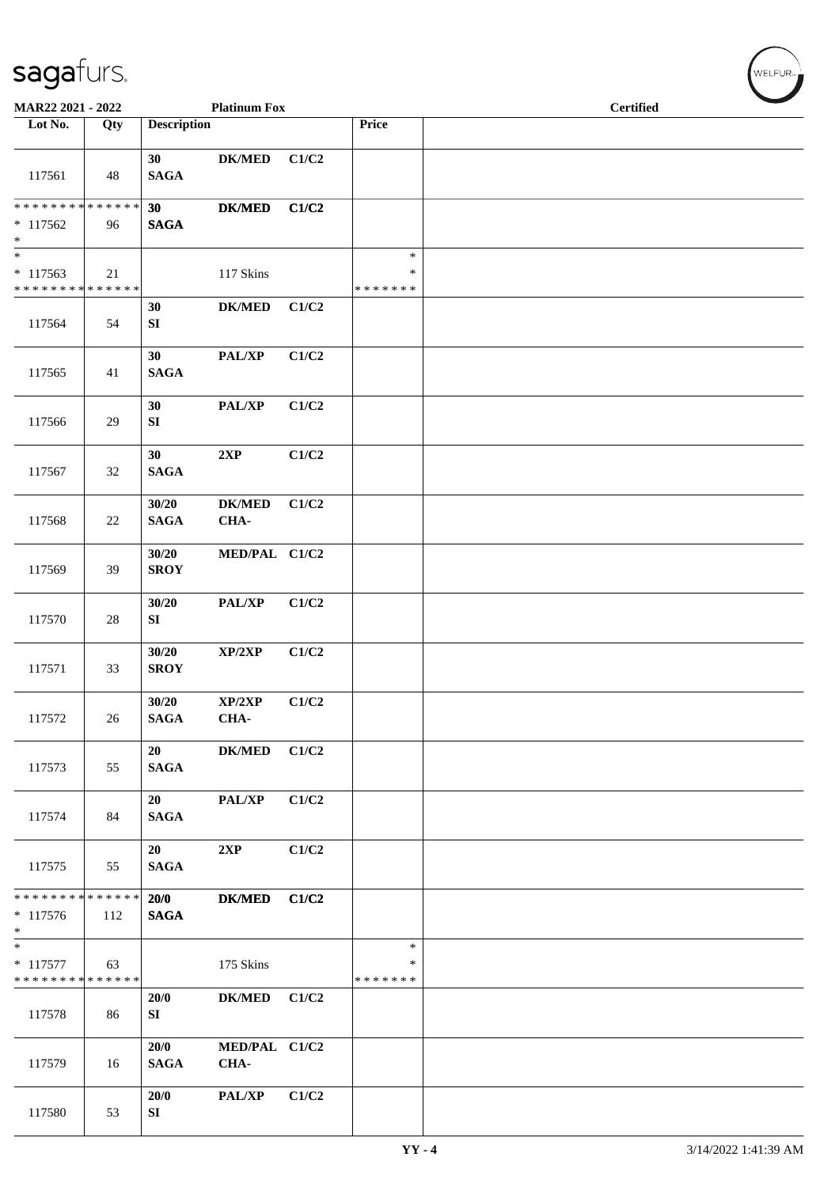**MAR22 2021 - 2022** | **Platinum Fox** | **Certified**

| Lot No. | Qty | Description | | | Price | |
|---|---|---|---|---|---|---|
| 117561 | 48 | 30 SAGA | DK/MED | C1/C2 | | |
| * * * * * * * * * * * * * * * 117562 * | 96 | 30 SAGA | DK/MED | C1/C2 | | |
| * * 117563 * * * * * * * * * * * * * * | 21 | | 117 Skins | | * * * * * * * * * | |
| 117564 | 54 | 30 SI | DK/MED | C1/C2 | | |
| 117565 | 41 | 30 SAGA | PAL/XP | C1/C2 | | |
| 117566 | 29 | 30 SI | PAL/XP | C1/C2 | | |
| 117567 | 32 | 30 SAGA | 2XP | C1/C2 | | |
| 117568 | 22 | 30/20 SAGA | DK/MED CHA- | C1/C2 | | |
| 117569 | 39 | 30/20 SROY | MED/PAL | C1/C2 | | |
| 117570 | 28 | 30/20 SI | PAL/XP | C1/C2 | | |
| 117571 | 33 | 30/20 SROY | XP/2XP | C1/C2 | | |
| 117572 | 26 | 30/20 SAGA | XP/2XP CHA- | C1/C2 | | |
| 117573 | 55 | 20 SAGA | DK/MED | C1/C2 | | |
| 117574 | 84 | 20 SAGA | PAL/XP | C1/C2 | | |
| 117575 | 55 | 20 SAGA | 2XP | C1/C2 | | |
| * * * * * * * * * * * * * * * 117576 * | 112 | 20/0 SAGA | DK/MED | C1/C2 | | |
| * * 117577 * * * * * * * * * * * * * * | 63 | | 175 Skins | | * * * * * * * * * | |
| 117578 | 86 | 20/0 SI | DK/MED | C1/C2 | | |
| 117579 | 16 | 20/0 SAGA | MED/PAL CHA- | C1/C2 | | |
| 117580 | 53 | 20/0 SI | PAL/XP | C1/C2 | | |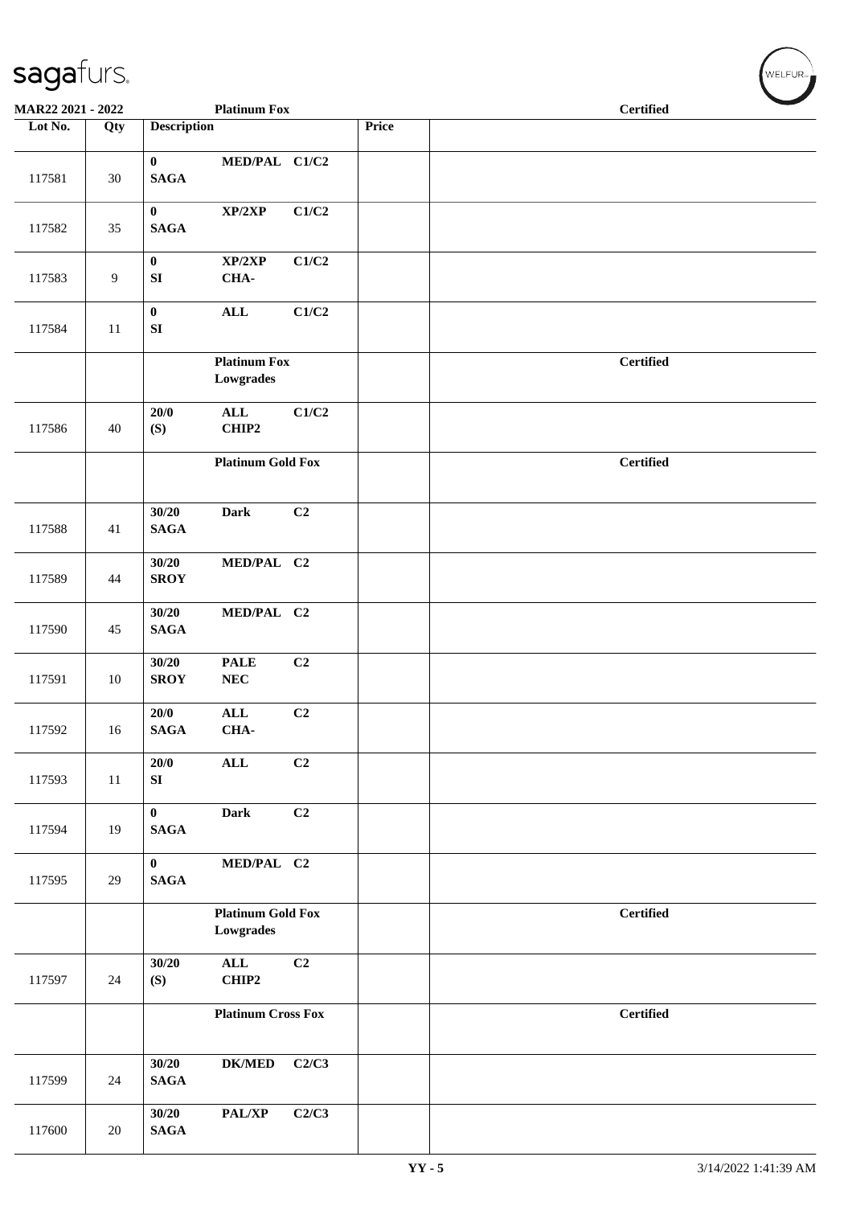| Lot No. | Qty | Description | Price | Certified |
|---|---|---|---|---|
| 117581 | 30 | 0 MED/PAL C1/C2 SAGA | | |
| 117582 | 35 | 0 XP/2XP C1/C2 SAGA | | |
| 117583 | 9 | 0 XP/2XP C1/C2 SI CHA- | | |
| 117584 | 11 | 0 ALL C1/C2 SI | | |
| | | **Platinum Fox Lowgrades** | | **Certified** |
| 117586 | 40 | 20/0 ALL C1/C2 (S) CHIP2 | | |
| | | **Platinum Gold Fox** | | **Certified** |
| 117588 | 41 | 30/20 Dark C2 SAGA | | |
| 117589 | 44 | 30/20 MED/PAL C2 SROY | | |
| 117590 | 45 | 30/20 MED/PAL C2 SAGA | | |
| 117591 | 10 | 30/20 PALE C2 SROY NEC | | |
| 117592 | 16 | 20/0 ALL C2 SAGA CHA- | | |
| 117593 | 11 | 20/0 ALL C2 SI | | |
| 117594 | 19 | 0 Dark C2 SAGA | | |
| 117595 | 29 | 0 MED/PAL C2 SAGA | | |
| | | **Platinum Gold Fox Lowgrades** | | **Certified** |
| 117597 | 24 | 30/20 ALL C2 (S) CHIP2 | | |
| | | **Platinum Cross Fox** | | **Certified** |
| 117599 | 24 | 30/20 DK/MED C2/C3 SAGA | | |
| 117600 | 20 | 30/20 PAL/XP C2/C3 SAGA | | |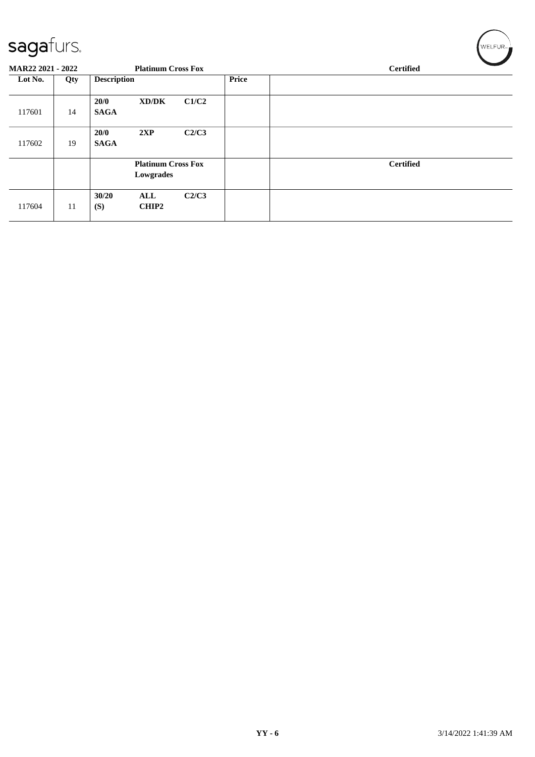sagafurs.

MAR22 2021 - 2022 Platinum Cross Fox Certified

| Lot No. | Qty | Description | | | Price | |
|---|---|---|---|---|---|---|
| 117601 | 14 | **20/0** **SAGA** | **XD/DK** | **C1/C2** | | |
| 117602 | 19 | **20/0** **SAGA** | **2XP** | **C2/C3** | | |
| | | | **Platinum Cross Fox Lowgrades** | | | **Certified** |
| 117604 | 11 | **30/20** **(S)** | **ALL** **CHIP2** | **C2/C3** | | |

**YY - 6** 3/14/2022 1:41:39 AM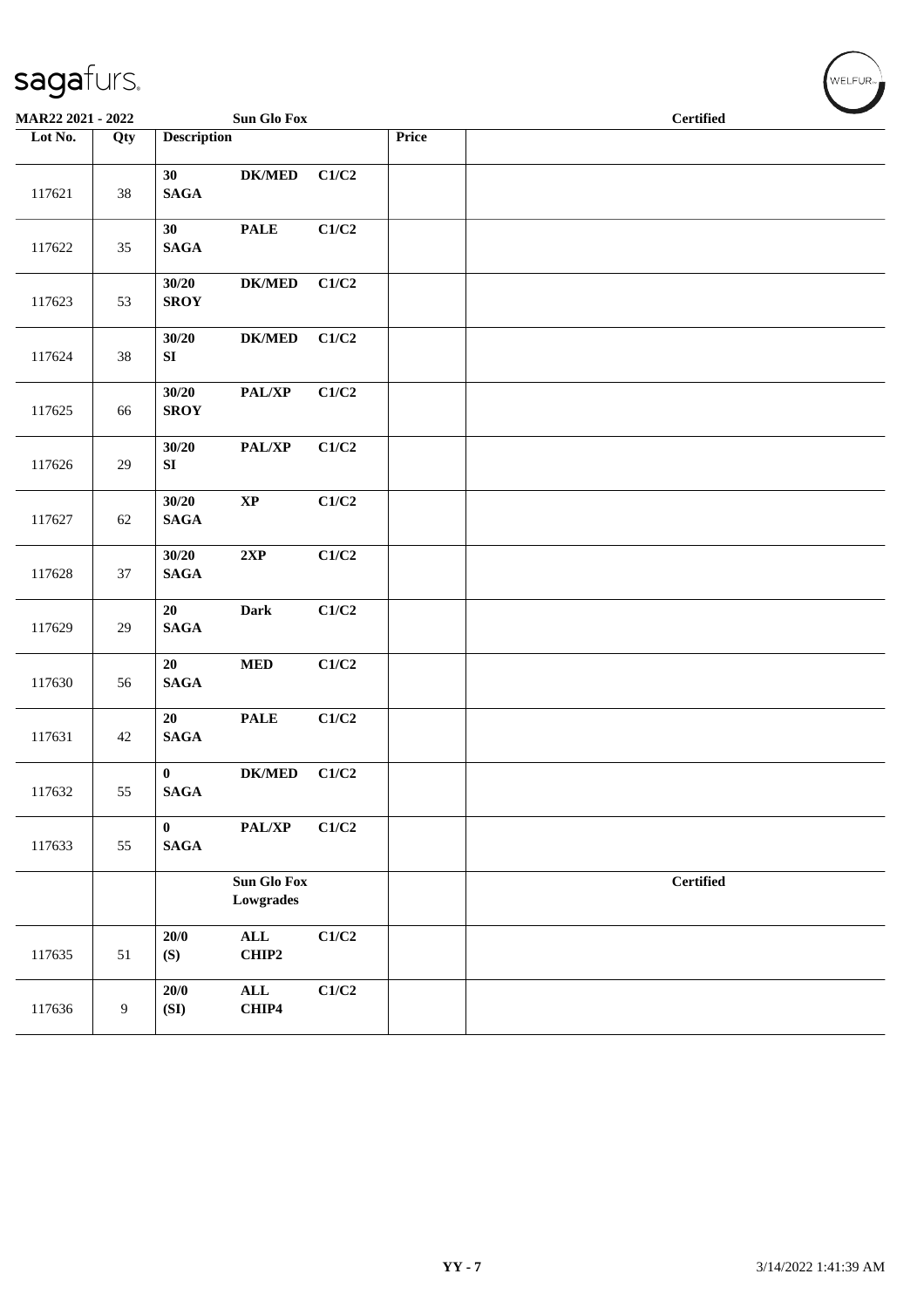sagafurs.

**MAR22 2021 - 2022** **Sun Glo Fox** **Certified**

| Lot No. | Qty | Description | | | Price | |
|---|---|---|---|---|---|---|
| 117621 | 38 | **30 SAGA** | **DK/MED** | **C1/C2** | | |
| 117622 | 35 | **30 SAGA** | **PALE** | **C1/C2** | | |
| 117623 | 53 | **30/20 SROY** | **DK/MED** | **C1/C2** | | |
| 117624 | 38 | **30/20 SI** | **DK/MED** | **C1/C2** | | |
| 117625 | 66 | **30/20 SROY** | **PAL/XP** | **C1/C2** | | |
| 117626 | 29 | **30/20 SI** | **PAL/XP** | **C1/C2** | | |
| 117627 | 62 | **30/20 SAGA** | **XP** | **C1/C2** | | |
| 117628 | 37 | **30/20 SAGA** | **2XP** | **C1/C2** | | |
| 117629 | 29 | **20 SAGA** | **Dark** | **C1/C2** | | |
| 117630 | 56 | **20 SAGA** | **MED** | **C1/C2** | | |
| 117631 | 42 | **20 SAGA** | **PALE** | **C1/C2** | | |
| 117632 | 55 | **0 SAGA** | **DK/MED** | **C1/C2** | | |
| 117633 | 55 | **0 SAGA** | **PAL/XP** | **C1/C2** | | |
| | | | **Sun Glo Fox Lowgrades** | | | **Certified** |
| 117635 | 51 | **20/0 (S)** | **ALL CHIP2** | **C1/C2** | | |
| 117636 | 9 | **20/0 (SI)** | **ALL CHIP4** | **C1/C2** | | |

**YY - 7** 3/14/2022 1:41:39 AM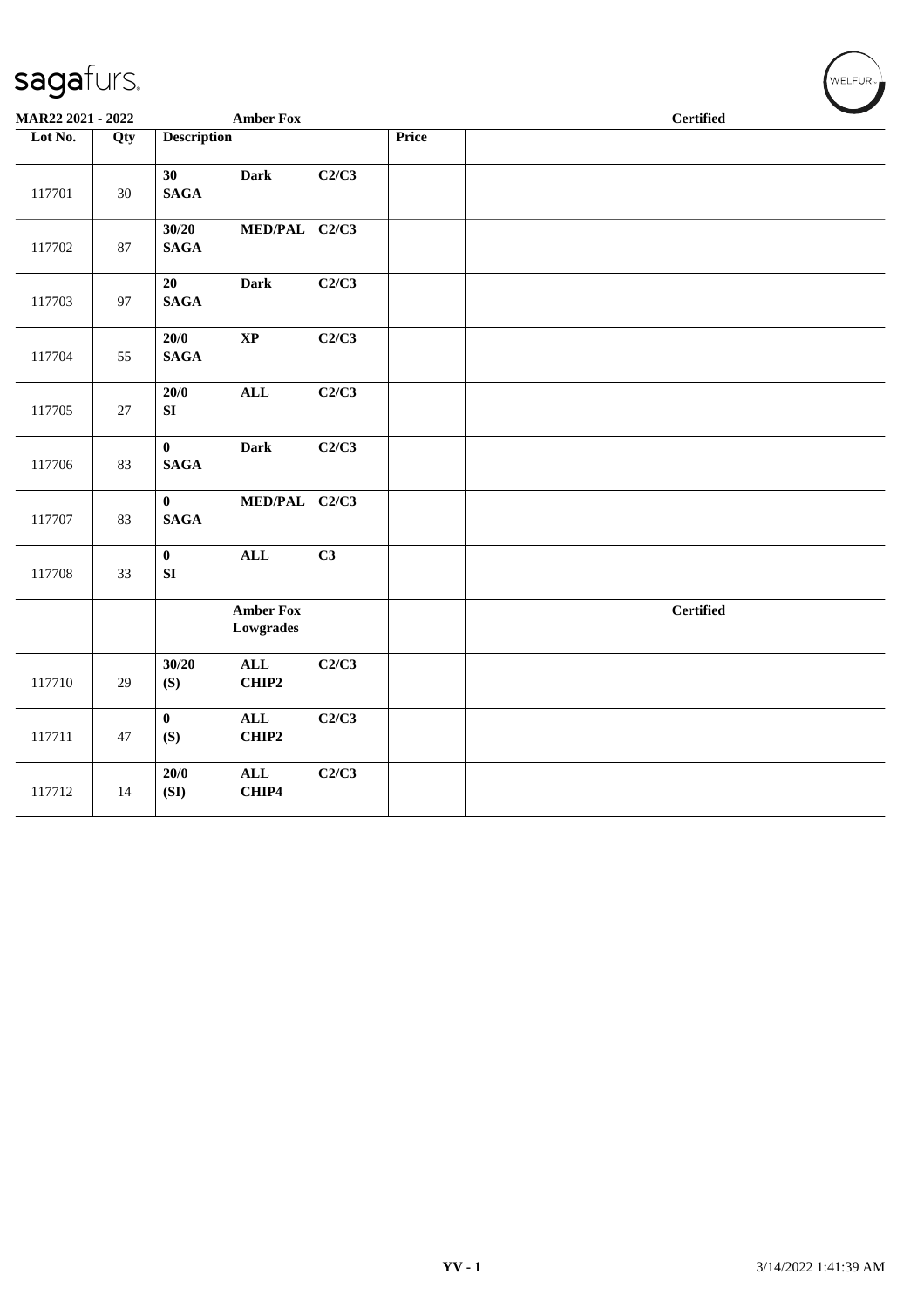MAR22 2021 - 2022 — Amber Fox — Certified

| Lot No. | Qty | Description | | | Price | |
|---|---|---|---|---|---|---|
| 117701 | 30 | 30 SAGA | Dark | C2/C3 | | |
| 117702 | 87 | 30/20 SAGA | MED/PAL | C2/C3 | | |
| 117703 | 97 | 20 SAGA | Dark | C2/C3 | | |
| 117704 | 55 | 20/0 SAGA | XP | C2/C3 | | |
| 117705 | 27 | 20/0 SI | ALL | C2/C3 | | |
| 117706 | 83 | 0 SAGA | Dark | C2/C3 | | |
| 117707 | 83 | 0 SAGA | MED/PAL | C2/C3 | | |
| 117708 | 33 | 0 SI | ALL | C3 | | |
| | | | Amber Fox Lowgrades | | | Certified |
| 117710 | 29 | 30/20 (S) | ALL CHIP2 | C2/C3 | | |
| 117711 | 47 | 0 (S) | ALL CHIP2 | C2/C3 | | |
| 117712 | 14 | 20/0 (SI) | ALL CHIP4 | C2/C3 | | |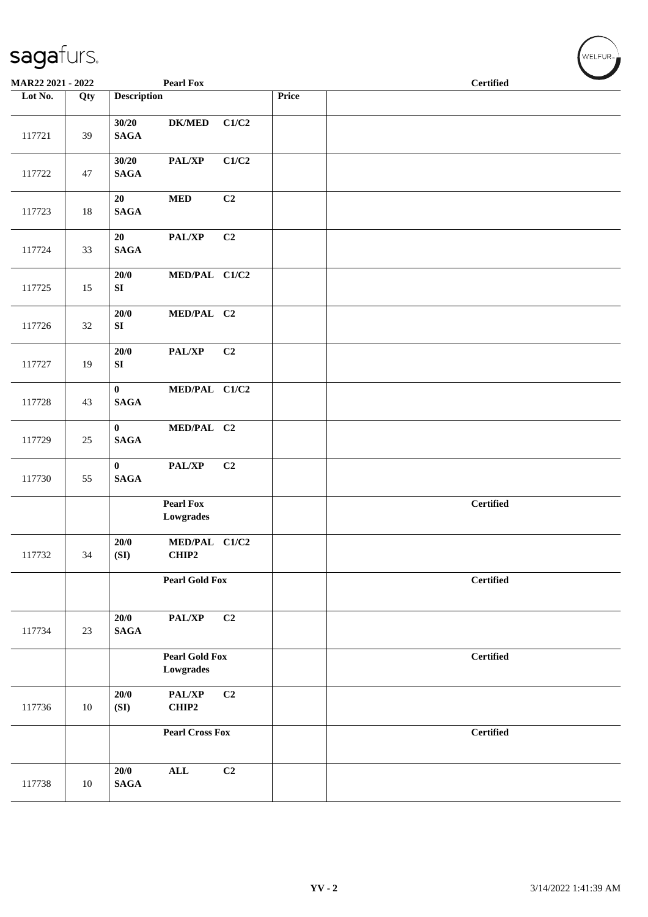**MAR22 2021 - 2022** **Pearl Fox** **Certified**

| Lot No. | Qty | Description | | | Price | |
|---|---|---|---|---|---|---|
| 117721 | 39 | **30/20 SAGA** | **DK/MED** | **C1/C2** | | |
| 117722 | 47 | **30/20 SAGA** | **PAL/XP** | **C1/C2** | | |
| 117723 | 18 | **20 SAGA** | **MED** | **C2** | | |
| 117724 | 33 | **20 SAGA** | **PAL/XP** | **C2** | | |
| 117725 | 15 | **20/0 SI** | **MED/PAL** | **C1/C2** | | |
| 117726 | 32 | **20/0 SI** | **MED/PAL** | **C2** | | |
| 117727 | 19 | **20/0 SI** | **PAL/XP** | **C2** | | |
| 117728 | 43 | **0 SAGA** | **MED/PAL** | **C1/C2** | | |
| 117729 | 25 | **0 SAGA** | **MED/PAL** | **C2** | | |
| 117730 | 55 | **0 SAGA** | **PAL/XP** | **C2** | | |
| | | | **Pearl Fox Lowgrades** | | | **Certified** |
| 117732 | 34 | **20/0 (SI)** | **MED/PAL CHIP2** | **C1/C2** | | |
| | | | **Pearl Gold Fox** | | | **Certified** |
| 117734 | 23 | **20/0 SAGA** | **PAL/XP** | **C2** | | |
| | | | **Pearl Gold Fox Lowgrades** | | | **Certified** |
| 117736 | 10 | **20/0 (SI)** | **PAL/XP CHIP2** | **C2** | | |
| | | | **Pearl Cross Fox** | | | **Certified** |
| 117738 | 10 | **20/0 SAGA** | **ALL** | **C2** | | |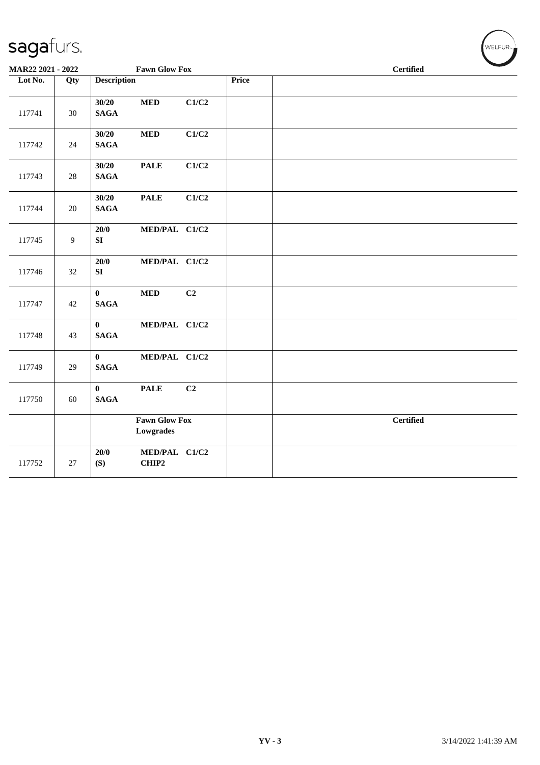**MAR22 2021 - 2022** | **Fawn Glow Fox** | **Certified**

| Lot No. | Qty | Description | | | Price | |
|---|---|---|---|---|---|---|
| 117741 | 30 | **30/20** **SAGA** | **MED** | **C1/C2** | | |
| 117742 | 24 | **30/20** **SAGA** | **MED** | **C1/C2** | | |
| 117743 | 28 | **30/20** **SAGA** | **PALE** | **C1/C2** | | |
| 117744 | 20 | **30/20** **SAGA** | **PALE** | **C1/C2** | | |
| 117745 | 9 | **20/0** **SI** | **MED/PAL** | **C1/C2** | | |
| 117746 | 32 | **20/0** **SI** | **MED/PAL** | **C1/C2** | | |
| 117747 | 42 | **0** **SAGA** | **MED** | **C2** | | |
| 117748 | 43 | **0** **SAGA** | **MED/PAL** | **C1/C2** | | |
| 117749 | 29 | **0** **SAGA** | **MED/PAL** | **C1/C2** | | |
| 117750 | 60 | **0** **SAGA** | **PALE** | **C2** | | |
| | | | **Fawn Glow Fox Lowgrades** | | | **Certified** |
| 117752 | 27 | **20/0** **(S)** | **MED/PAL** **CHIP2** | **C1/C2** | | |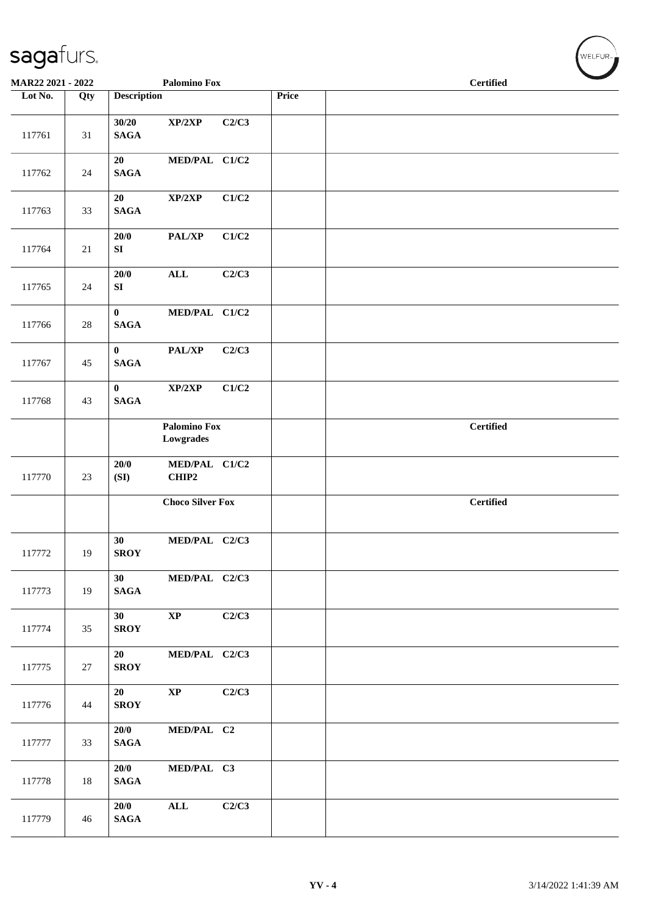**MAR22 2021 - 2022** **Palomino Fox** **Certified**

| Lot No. | Qty | Description | | | Price | |
|---|---|---|---|---|---|---|
| 117761 | 31 | **30/20 SAGA** | **XP/2XP** | **C2/C3** | | |
| 117762 | 24 | **20 SAGA** | **MED/PAL** | **C1/C2** | | |
| 117763 | 33 | **20 SAGA** | **XP/2XP** | **C1/C2** | | |
| 117764 | 21 | **20/0 SI** | **PAL/XP** | **C1/C2** | | |
| 117765 | 24 | **20/0 SI** | **ALL** | **C2/C3** | | |
| 117766 | 28 | **0 SAGA** | **MED/PAL** | **C1/C2** | | |
| 117767 | 45 | **0 SAGA** | **PAL/XP** | **C2/C3** | | |
| 117768 | 43 | **0 SAGA** | **XP/2XP** | **C1/C2** | | |
| | | | **Palomino Fox Lowgrades** | | | **Certified** |
| 117770 | 23 | **20/0 (SI)** | **MED/PAL CHIP2** | **C1/C2** | | |
| | | | **Choco Silver Fox** | | | **Certified** |
| 117772 | 19 | **30 SROY** | **MED/PAL** | **C2/C3** | | |
| 117773 | 19 | **30 SAGA** | **MED/PAL** | **C2/C3** | | |
| 117774 | 35 | **30 SROY** | **XP** | **C2/C3** | | |
| 117775 | 27 | **20 SROY** | **MED/PAL** | **C2/C3** | | |
| 117776 | 44 | **20 SROY** | **XP** | **C2/C3** | | |
| 117777 | 33 | **20/0 SAGA** | **MED/PAL** | **C2** | | |
| 117778 | 18 | **20/0 SAGA** | **MED/PAL** | **C3** | | |
| 117779 | 46 | **20/0 SAGA** | **ALL** | **C2/C3** | | |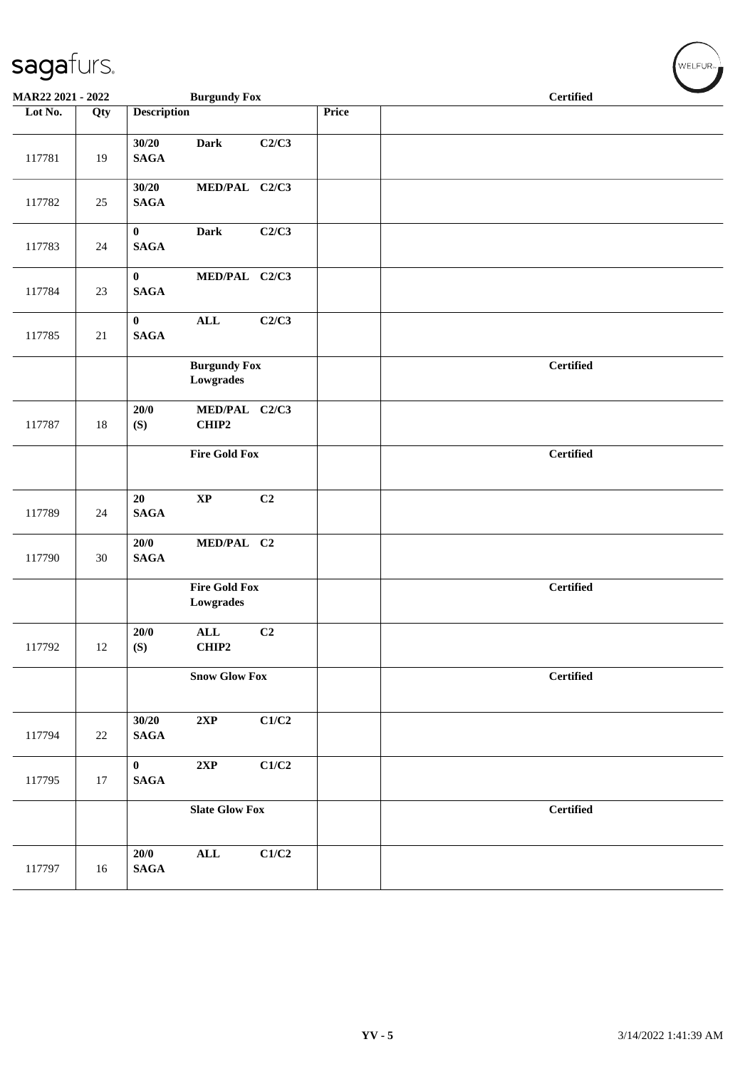**MAR22 2021 - 2022** **Burgundy Fox** **Certified**

| Lot No. | Qty | Description | Price | |
|---|---|---|---|---|
| 117781 | 19 | **30/20 Dark C2/C3 SAGA** | | |
| 117782 | 25 | **30/20 MED/PAL C2/C3 SAGA** | | |
| 117783 | 24 | **0 Dark C2/C3 SAGA** | | |
| 117784 | 23 | **0 MED/PAL C2/C3 SAGA** | | |
| 117785 | 21 | **0 ALL C2/C3 SAGA** | | |
| | | **Burgundy Fox Lowgrades** | | **Certified** |
| 117787 | 18 | **20/0 MED/PAL C2/C3 (S) CHIP2** | | |
| | | **Fire Gold Fox** | | **Certified** |
| 117789 | 24 | **20 XP C2 SAGA** | | |
| 117790 | 30 | **20/0 MED/PAL C2 SAGA** | | |
| | | **Fire Gold Fox Lowgrades** | | **Certified** |
| 117792 | 12 | **20/0 ALL C2 (S) CHIP2** | | |
| | | **Snow Glow Fox** | | **Certified** |
| 117794 | 22 | **30/20 2XP C1/C2 SAGA** | | |
| 117795 | 17 | **0 2XP C1/C2 SAGA** | | |
| | | **Slate Glow Fox** | | **Certified** |
| 117797 | 16 | **20/0 ALL C1/C2 SAGA** | | |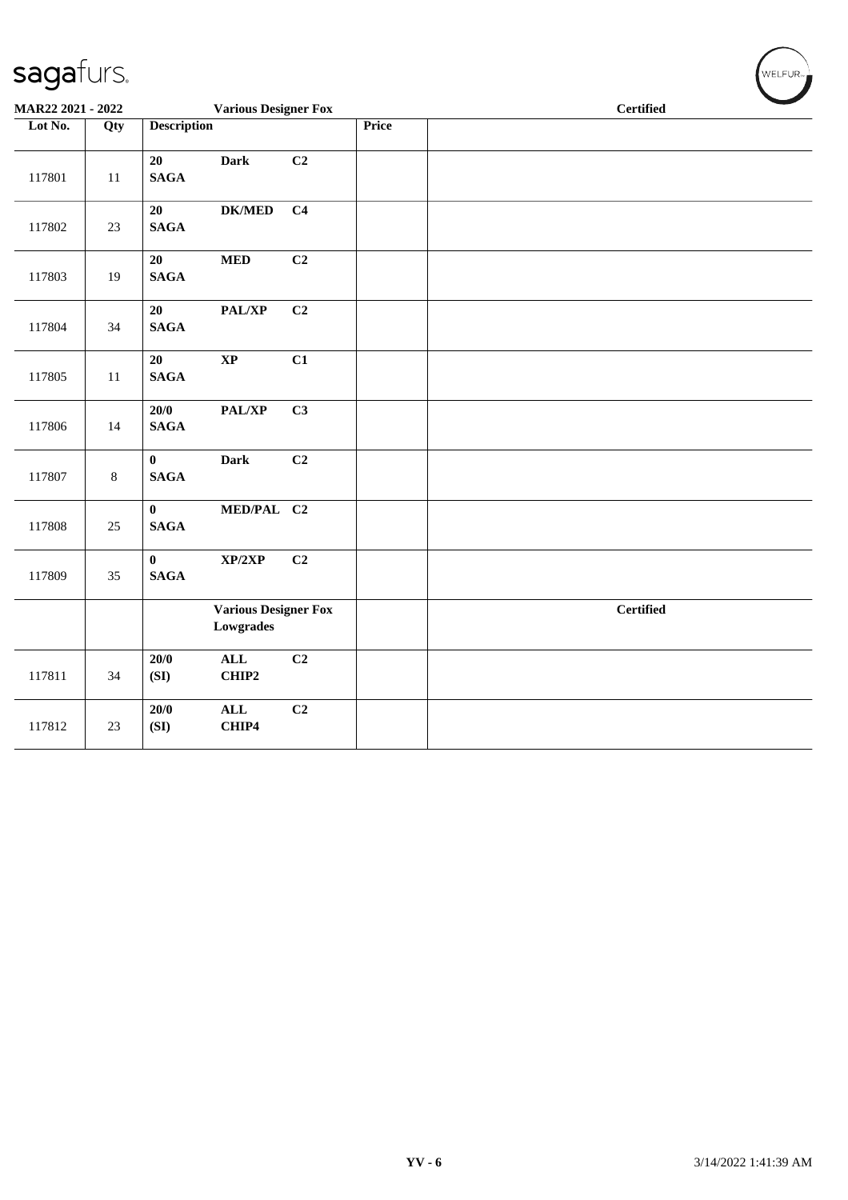sagafurs.

WELFUR

MAR22 2021 - 2022 | Various Designer Fox | Certified

| Lot No. | Qty | Description | | | Price | |
|---|---|---|---|---|---|---|
| 117801 | 11 | 20 SAGA | Dark | C2 | | |
| 117802 | 23 | 20 SAGA | DK/MED | C4 | | |
| 117803 | 19 | 20 SAGA | MED | C2 | | |
| 117804 | 34 | 20 SAGA | PAL/XP | C2 | | |
| 117805 | 11 | 20 SAGA | XP | C1 | | |
| 117806 | 14 | 20/0 SAGA | PAL/XP | C3 | | |
| 117807 | 8 | 0 SAGA | Dark | C2 | | |
| 117808 | 25 | 0 SAGA | MED/PAL | C2 | | |
| 117809 | 35 | 0 SAGA | XP/2XP | C2 | | |
| | | | Various Designer Fox Lowgrades | | | Certified |
| 117811 | 34 | 20/0 (SI) | ALL CHIP2 | C2 | | |
| 117812 | 23 | 20/0 (SI) | ALL CHIP4 | C2 | | |

YV - 6

3/14/2022 1:41:39 AM